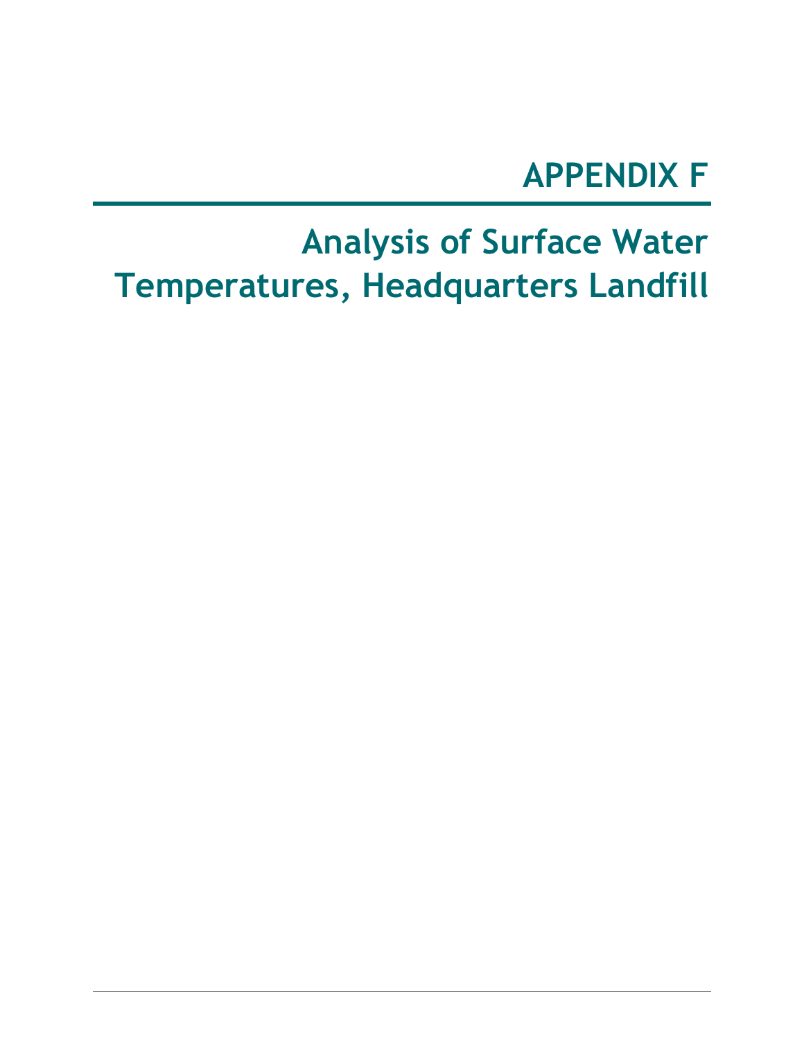# APPENDIX F

## Analysis of Surface Water Temperatures, Headquarters Landfill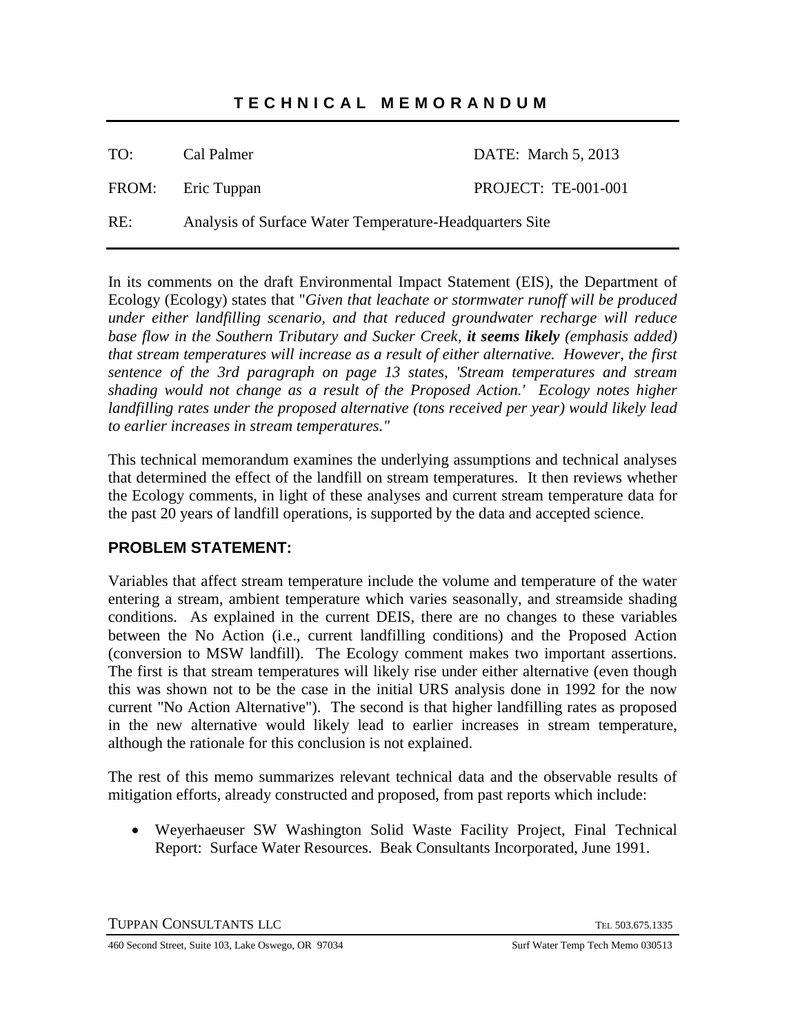# TECHNICAL MEMORANDUM

| | | |
|---|---|---|
| TO: | Cal Palmer | DATE: March 5, 2013 |
| FROM: | Eric Tuppan | PROJECT: TE-001-001 |
| RE: | Analysis of Surface Water Temperature-Headquarters Site | |

In its comments on the draft Environmental Impact Statement (EIS), the Department of Ecology (Ecology) states that "*Given that leachate or stormwater runoff will be produced under either landfilling scenario, and that reduced groundwater recharge will reduce base flow in the Southern Tributary and Sucker Creek, **it seems likely** (emphasis added) that stream temperatures will increase as a result of either alternative. However, the first sentence of the 3rd paragraph on page 13 states, 'Stream temperatures and stream shading would not change as a result of the Proposed Action.' Ecology notes higher landfilling rates under the proposed alternative (tons received per year) would likely lead to earlier increases in stream temperatures."*

This technical memorandum examines the underlying assumptions and technical analyses that determined the effect of the landfill on stream temperatures. It then reviews whether the Ecology comments, in light of these analyses and current stream temperature data for the past 20 years of landfill operations, is supported by the data and accepted science.

## PROBLEM STATEMENT:

Variables that affect stream temperature include the volume and temperature of the water entering a stream, ambient temperature which varies seasonally, and streamside shading conditions. As explained in the current DEIS, there are no changes to these variables between the No Action (i.e., current landfilling conditions) and the Proposed Action (conversion to MSW landfill). The Ecology comment makes two important assertions. The first is that stream temperatures will likely rise under either alternative (even though this was shown not to be the case in the initial URS analysis done in 1992 for the now current "No Action Alternative"). The second is that higher landfilling rates as proposed in the new alternative would likely lead to earlier increases in stream temperature, although the rationale for this conclusion is not explained.

The rest of this memo summarizes relevant technical data and the observable results of mitigation efforts, already constructed and proposed, from past reports which include:

- Weyerhaeuser SW Washington Solid Waste Facility Project, Final Technical Report: Surface Water Resources. Beak Consultants Incorporated, June 1991.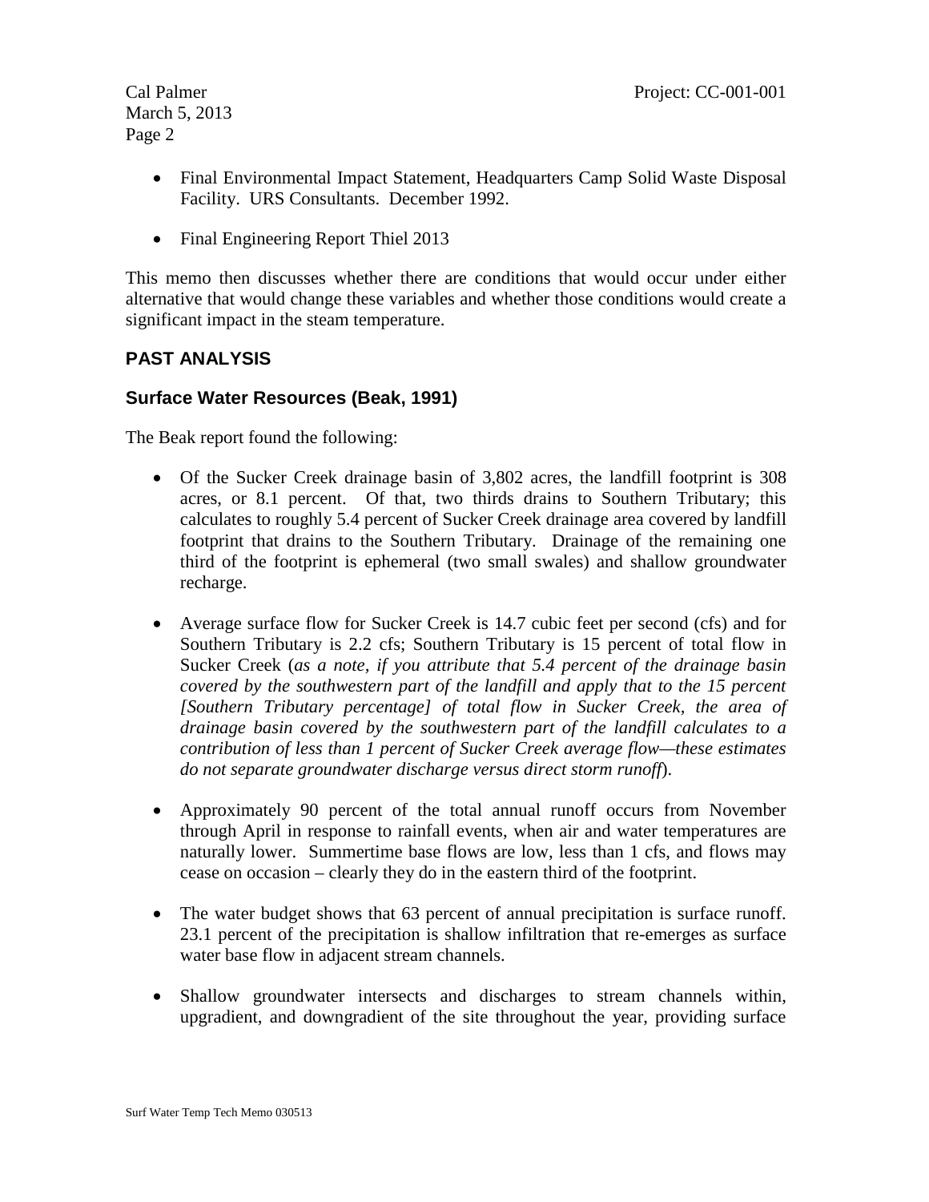- Final Environmental Impact Statement, Headquarters Camp Solid Waste Disposal Facility. URS Consultants. December 1992.

- Final Engineering Report Thiel 2013

This memo then discusses whether there are conditions that would occur under either alternative that would change these variables and whether those conditions would create a significant impact in the steam temperature.

## PAST ANALYSIS

### Surface Water Resources (Beak, 1991)

The Beak report found the following:

- Of the Sucker Creek drainage basin of 3,802 acres, the landfill footprint is 308 acres, or 8.1 percent. Of that, two thirds drains to Southern Tributary; this calculates to roughly 5.4 percent of Sucker Creek drainage area covered by landfill footprint that drains to the Southern Tributary. Drainage of the remaining one third of the footprint is ephemeral (two small swales) and shallow groundwater recharge.

- Average surface flow for Sucker Creek is 14.7 cubic feet per second (cfs) and for Southern Tributary is 2.2 cfs; Southern Tributary is 15 percent of total flow in Sucker Creek (*as a note, if you attribute that 5.4 percent of the drainage basin covered by the southwestern part of the landfill and apply that to the 15 percent [Southern Tributary percentage] of total flow in Sucker Creek, the area of drainage basin covered by the southwestern part of the landfill calculates to a contribution of less than 1 percent of Sucker Creek average flow—these estimates do not separate groundwater discharge versus direct storm runoff*).

- Approximately 90 percent of the total annual runoff occurs from November through April in response to rainfall events, when air and water temperatures are naturally lower. Summertime base flows are low, less than 1 cfs, and flows may cease on occasion – clearly they do in the eastern third of the footprint.

- The water budget shows that 63 percent of annual precipitation is surface runoff. 23.1 percent of the precipitation is shallow infiltration that re-emerges as surface water base flow in adjacent stream channels.

- Shallow groundwater intersects and discharges to stream channels within, upgradient, and downgradient of the site throughout the year, providing surface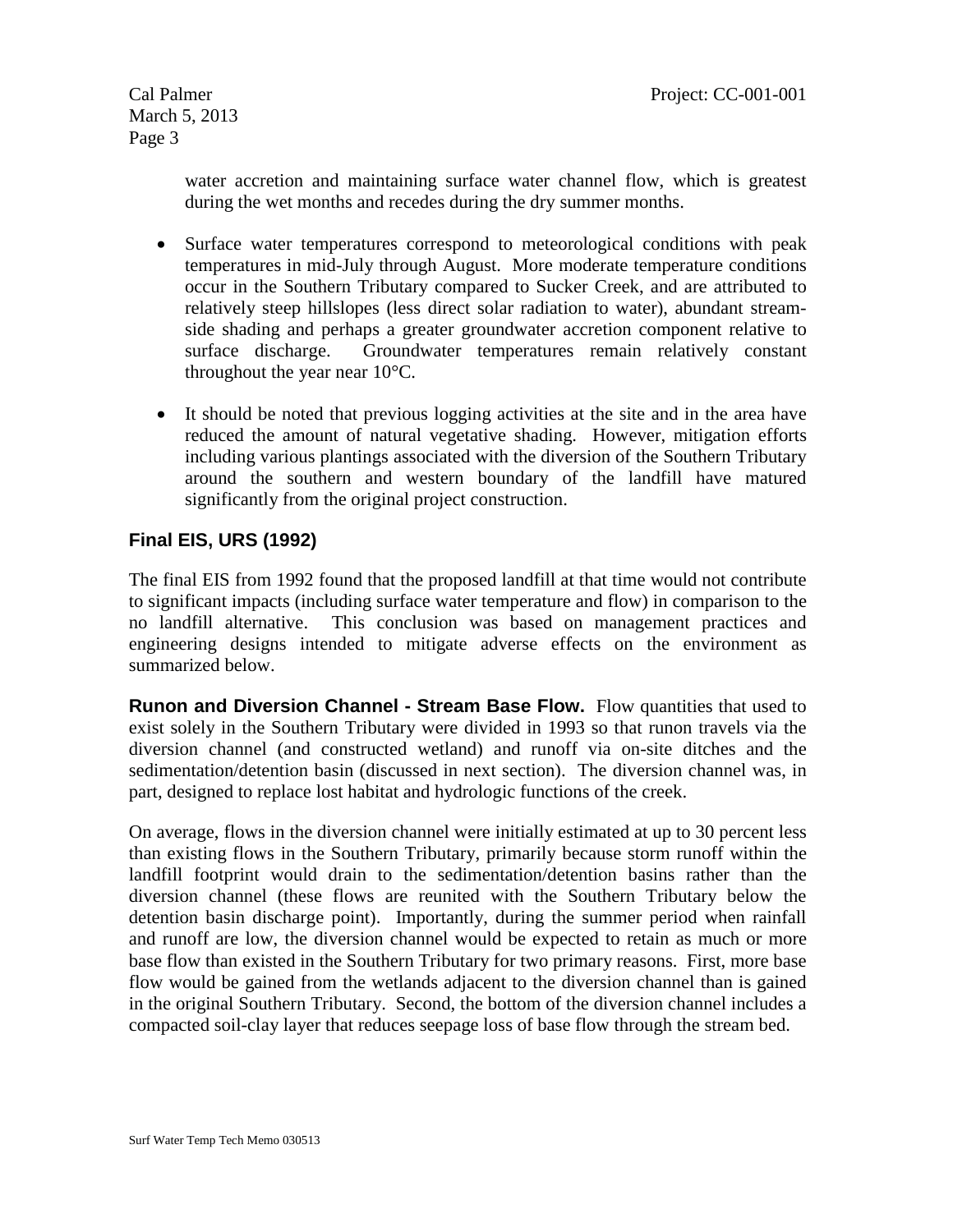water accretion and maintaining surface water channel flow, which is greatest during the wet months and recedes during the dry summer months.

- Surface water temperatures correspond to meteorological conditions with peak temperatures in mid-July through August. More moderate temperature conditions occur in the Southern Tributary compared to Sucker Creek, and are attributed to relatively steep hillslopes (less direct solar radiation to water), abundant stream-side shading and perhaps a greater groundwater accretion component relative to surface discharge. Groundwater temperatures remain relatively constant throughout the year near 10°C.

- It should be noted that previous logging activities at the site and in the area have reduced the amount of natural vegetative shading. However, mitigation efforts including various plantings associated with the diversion of the Southern Tributary around the southern and western boundary of the landfill have matured significantly from the original project construction.

## Final EIS, URS (1992)

The final EIS from 1992 found that the proposed landfill at that time would not contribute to significant impacts (including surface water temperature and flow) in comparison to the no landfill alternative. This conclusion was based on management practices and engineering designs intended to mitigate adverse effects on the environment as summarized below.

**Runon and Diversion Channel - Stream Base Flow.** Flow quantities that used to exist solely in the Southern Tributary were divided in 1993 so that runon travels via the diversion channel (and constructed wetland) and runoff via on-site ditches and the sedimentation/detention basin (discussed in next section). The diversion channel was, in part, designed to replace lost habitat and hydrologic functions of the creek.

On average, flows in the diversion channel were initially estimated at up to 30 percent less than existing flows in the Southern Tributary, primarily because storm runoff within the landfill footprint would drain to the sedimentation/detention basins rather than the diversion channel (these flows are reunited with the Southern Tributary below the detention basin discharge point). Importantly, during the summer period when rainfall and runoff are low, the diversion channel would be expected to retain as much or more base flow than existed in the Southern Tributary for two primary reasons. First, more base flow would be gained from the wetlands adjacent to the diversion channel than is gained in the original Southern Tributary. Second, the bottom of the diversion channel includes a compacted soil-clay layer that reduces seepage loss of base flow through the stream bed.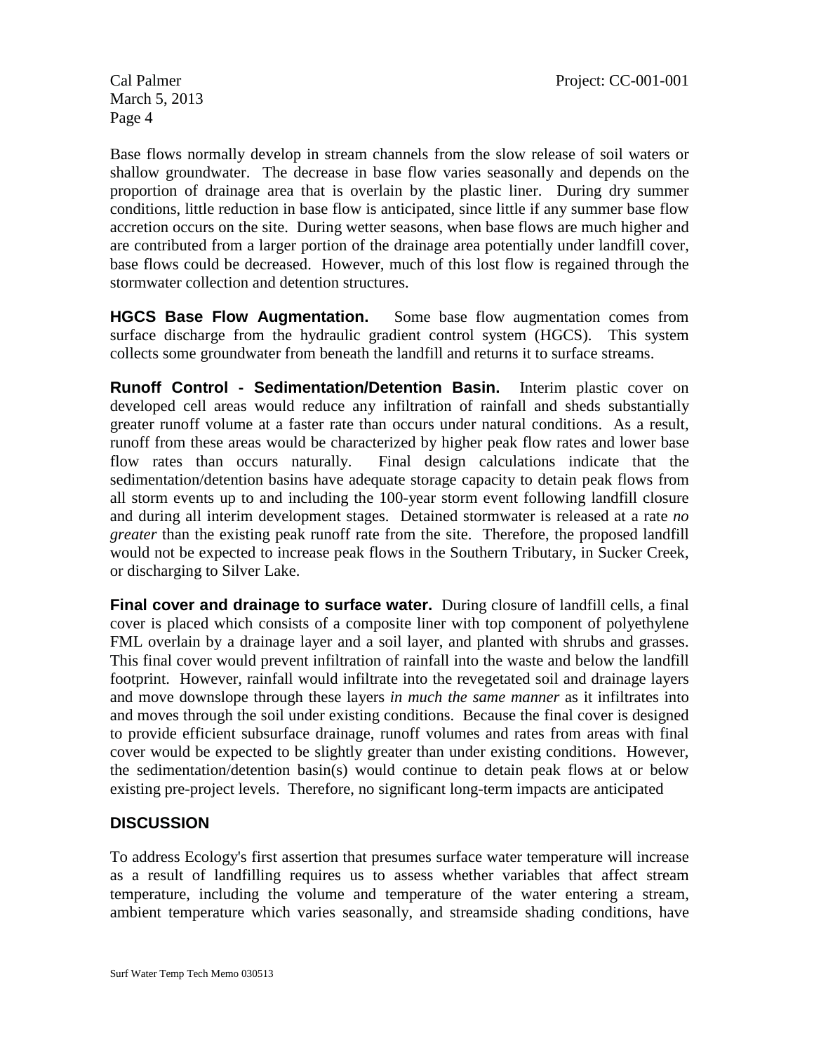Base flows normally develop in stream channels from the slow release of soil waters or shallow groundwater. The decrease in base flow varies seasonally and depends on the proportion of drainage area that is overlain by the plastic liner. During dry summer conditions, little reduction in base flow is anticipated, since little if any summer base flow accretion occurs on the site. During wetter seasons, when base flows are much higher and are contributed from a larger portion of the drainage area potentially under landfill cover, base flows could be decreased. However, much of this lost flow is regained through the stormwater collection and detention structures.

**HGCS Base Flow Augmentation.** Some base flow augmentation comes from surface discharge from the hydraulic gradient control system (HGCS). This system collects some groundwater from beneath the landfill and returns it to surface streams.

**Runoff Control - Sedimentation/Detention Basin.** Interim plastic cover on developed cell areas would reduce any infiltration of rainfall and sheds substantially greater runoff volume at a faster rate than occurs under natural conditions. As a result, runoff from these areas would be characterized by higher peak flow rates and lower base flow rates than occurs naturally. Final design calculations indicate that the sedimentation/detention basins have adequate storage capacity to detain peak flows from all storm events up to and including the 100-year storm event following landfill closure and during all interim development stages. Detained stormwater is released at a rate *no greater* than the existing peak runoff rate from the site. Therefore, the proposed landfill would not be expected to increase peak flows in the Southern Tributary, in Sucker Creek, or discharging to Silver Lake.

**Final cover and drainage to surface water.** During closure of landfill cells, a final cover is placed which consists of a composite liner with top component of polyethylene FML overlain by a drainage layer and a soil layer, and planted with shrubs and grasses. This final cover would prevent infiltration of rainfall into the waste and below the landfill footprint. However, rainfall would infiltrate into the revegetated soil and drainage layers and move downslope through these layers *in much the same manner* as it infiltrates into and moves through the soil under existing conditions. Because the final cover is designed to provide efficient subsurface drainage, runoff volumes and rates from areas with final cover would be expected to be slightly greater than under existing conditions. However, the sedimentation/detention basin(s) would continue to detain peak flows at or below existing pre-project levels. Therefore, no significant long-term impacts are anticipated

## DISCUSSION

To address Ecology's first assertion that presumes surface water temperature will increase as a result of landfilling requires us to assess whether variables that affect stream temperature, including the volume and temperature of the water entering a stream, ambient temperature which varies seasonally, and streamside shading conditions, have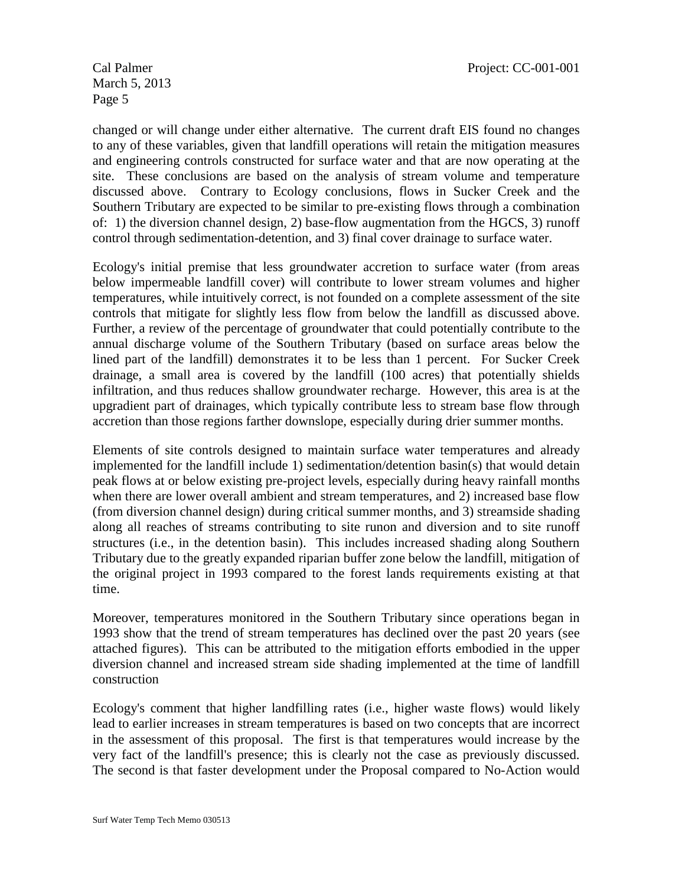changed or will change under either alternative. The current draft EIS found no changes to any of these variables, given that landfill operations will retain the mitigation measures and engineering controls constructed for surface water and that are now operating at the site. These conclusions are based on the analysis of stream volume and temperature discussed above. Contrary to Ecology conclusions, flows in Sucker Creek and the Southern Tributary are expected to be similar to pre-existing flows through a combination of: 1) the diversion channel design, 2) base-flow augmentation from the HGCS, 3) runoff control through sedimentation-detention, and 3) final cover drainage to surface water.

Ecology's initial premise that less groundwater accretion to surface water (from areas below impermeable landfill cover) will contribute to lower stream volumes and higher temperatures, while intuitively correct, is not founded on a complete assessment of the site controls that mitigate for slightly less flow from below the landfill as discussed above. Further, a review of the percentage of groundwater that could potentially contribute to the annual discharge volume of the Southern Tributary (based on surface areas below the lined part of the landfill) demonstrates it to be less than 1 percent. For Sucker Creek drainage, a small area is covered by the landfill (100 acres) that potentially shields infiltration, and thus reduces shallow groundwater recharge. However, this area is at the upgradient part of drainages, which typically contribute less to stream base flow through accretion than those regions farther downslope, especially during drier summer months.

Elements of site controls designed to maintain surface water temperatures and already implemented for the landfill include 1) sedimentation/detention basin(s) that would detain peak flows at or below existing pre-project levels, especially during heavy rainfall months when there are lower overall ambient and stream temperatures, and 2) increased base flow (from diversion channel design) during critical summer months, and 3) streamside shading along all reaches of streams contributing to site runon and diversion and to site runoff structures (i.e., in the detention basin). This includes increased shading along Southern Tributary due to the greatly expanded riparian buffer zone below the landfill, mitigation of the original project in 1993 compared to the forest lands requirements existing at that time.

Moreover, temperatures monitored in the Southern Tributary since operations began in 1993 show that the trend of stream temperatures has declined over the past 20 years (see attached figures). This can be attributed to the mitigation efforts embodied in the upper diversion channel and increased stream side shading implemented at the time of landfill construction

Ecology's comment that higher landfilling rates (i.e., higher waste flows) would likely lead to earlier increases in stream temperatures is based on two concepts that are incorrect in the assessment of this proposal. The first is that temperatures would increase by the very fact of the landfill's presence; this is clearly not the case as previously discussed. The second is that faster development under the Proposal compared to No-Action would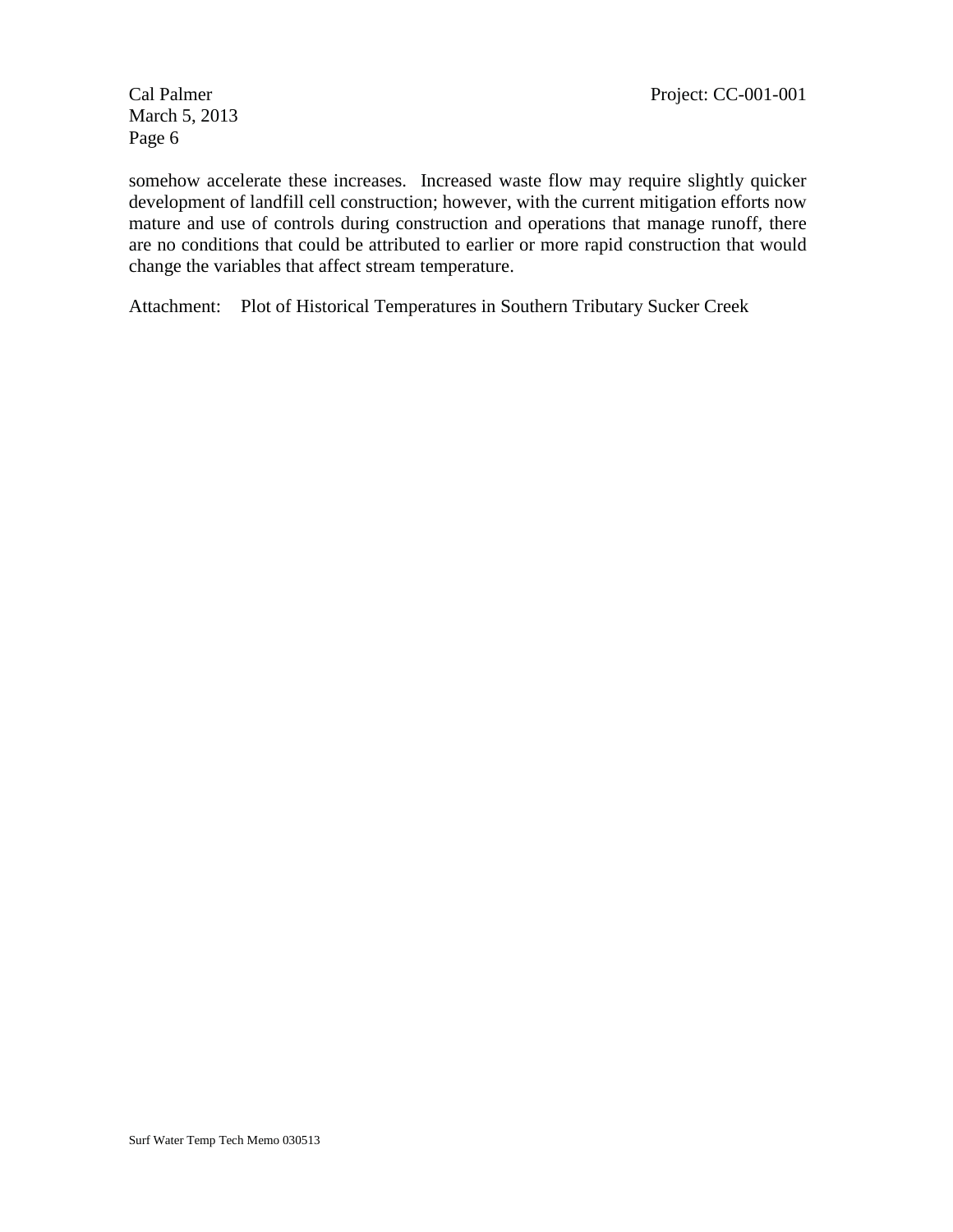somehow accelerate these increases.  Increased waste flow may require slightly quicker development of landfill cell construction; however, with the current mitigation efforts now mature and use of controls during construction and operations that manage runoff, there are no conditions that could be attributed to earlier or more rapid construction that would change the variables that affect stream temperature.

Attachment: Plot of Historical Temperatures in Southern Tributary Sucker Creek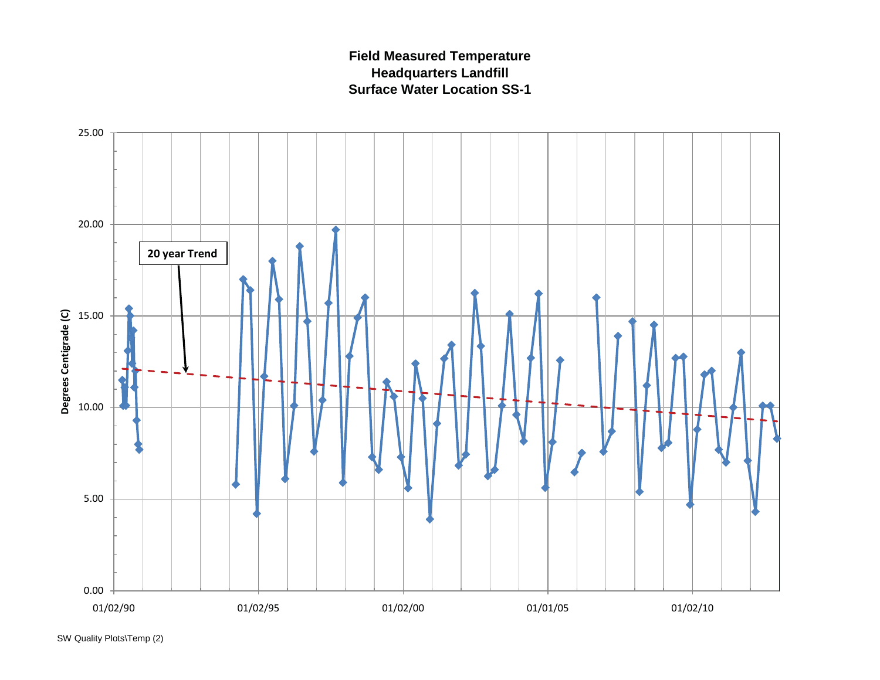**Field Measured Temperature**
**Headquarters Landfill**
**Surface Water Location SS-1**

Degrees Centigrade (C)

25.00
20.00
15.00
10.00
5.00
0.00

20 year Trend

01/02/90 | 01/02/95 | 01/02/00 | 01/01/05 | 01/02/10

SW Quality Plots\Temp (2)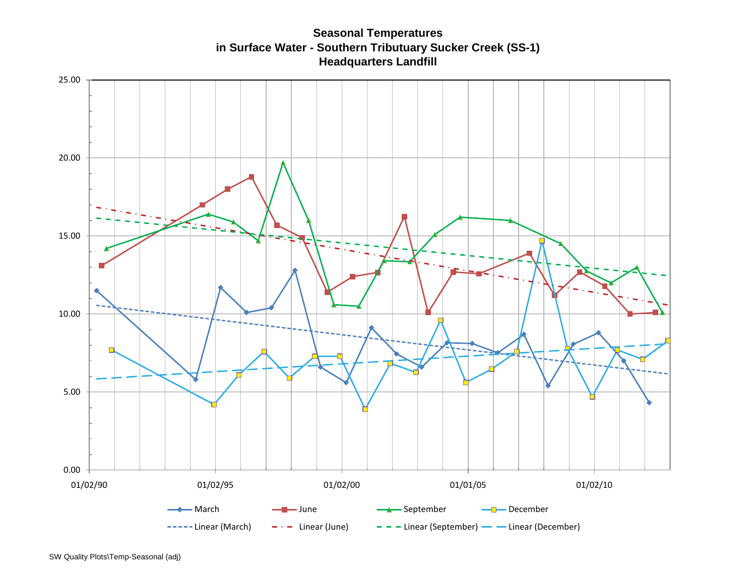**Seasonal Temperatures**
**in Surface Water - Southern Tributary Sucker Creek (SS-1)**
**Headquarters Landfill**

25.00
20.00
15.00
10.00
5.00
0.00

01/02/90 01/02/95 01/02/00 01/01/05 01/02/10

March — June — September — December
Linear (March) — Linear (June) — Linear (September) — Linear (December)

SW Quality Plots\Temp-Seasonal (adj)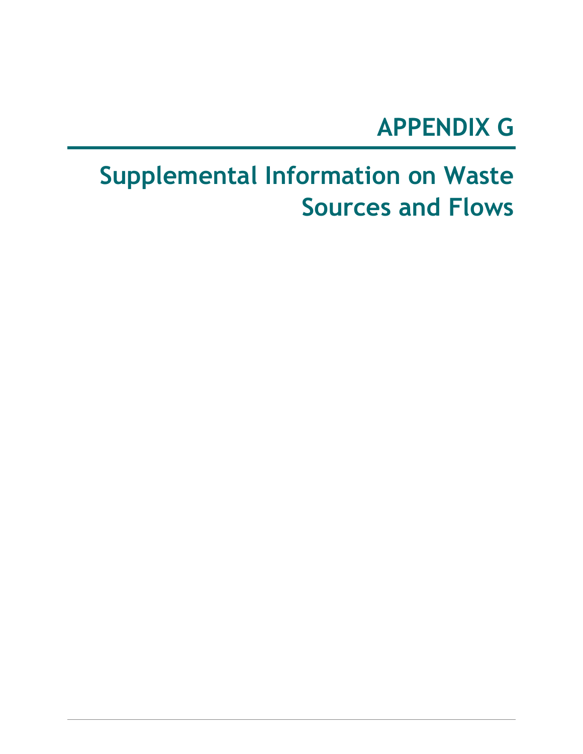# APPENDIX G

## Supplemental Information on Waste Sources and Flows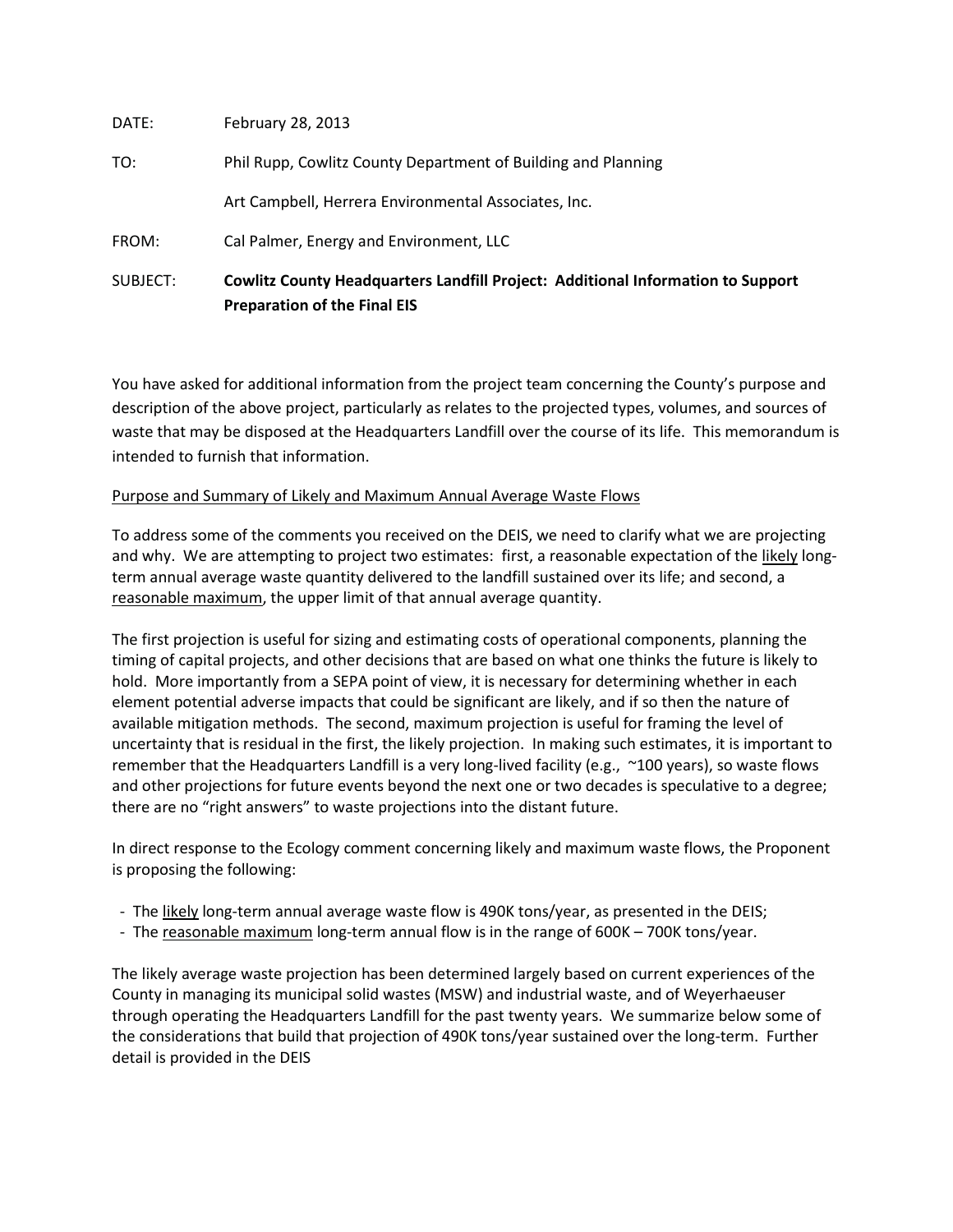DATE: February 28, 2013

TO: Phil Rupp, Cowlitz County Department of Building and Planning

Art Campbell, Herrera Environmental Associates, Inc.

FROM: Cal Palmer, Energy and Environment, LLC

SUBJECT: **Cowlitz County Headquarters Landfill Project: Additional Information to Support Preparation of the Final EIS**

You have asked for additional information from the project team concerning the County's purpose and description of the above project, particularly as relates to the projected types, volumes, and sources of waste that may be disposed at the Headquarters Landfill over the course of its life. This memorandum is intended to furnish that information.

<u>Purpose and Summary of Likely and Maximum Annual Average Waste Flows</u>

To address some of the comments you received on the DEIS, we need to clarify what we are projecting and why. We are attempting to project two estimates: first, a reasonable expectation of the <u>likely</u> long-term annual average waste quantity delivered to the landfill sustained over its life; and second, a <u>reasonable maximum</u>, the upper limit of that annual average quantity.

The first projection is useful for sizing and estimating costs of operational components, planning the timing of capital projects, and other decisions that are based on what one thinks the future is likely to hold. More importantly from a SEPA point of view, it is necessary for determining whether in each element potential adverse impacts that could be significant are likely, and if so then the nature of available mitigation methods. The second, maximum projection is useful for framing the level of uncertainty that is residual in the first, the likely projection. In making such estimates, it is important to remember that the Headquarters Landfill is a very long-lived facility (e.g., ~100 years), so waste flows and other projections for future events beyond the next one or two decades is speculative to a degree; there are no "right answers" to waste projections into the distant future.

In direct response to the Ecology comment concerning likely and maximum waste flows, the Proponent is proposing the following:

- The <u>likely</u> long-term annual average waste flow is 490K tons/year, as presented in the DEIS;
- The <u>reasonable maximum</u> long-term annual flow is in the range of 600K – 700K tons/year.

The likely average waste projection has been determined largely based on current experiences of the County in managing its municipal solid wastes (MSW) and industrial waste, and of Weyerhaeuser through operating the Headquarters Landfill for the past twenty years. We summarize below some of the considerations that build that projection of 490K tons/year sustained over the long-term. Further detail is provided in the DEIS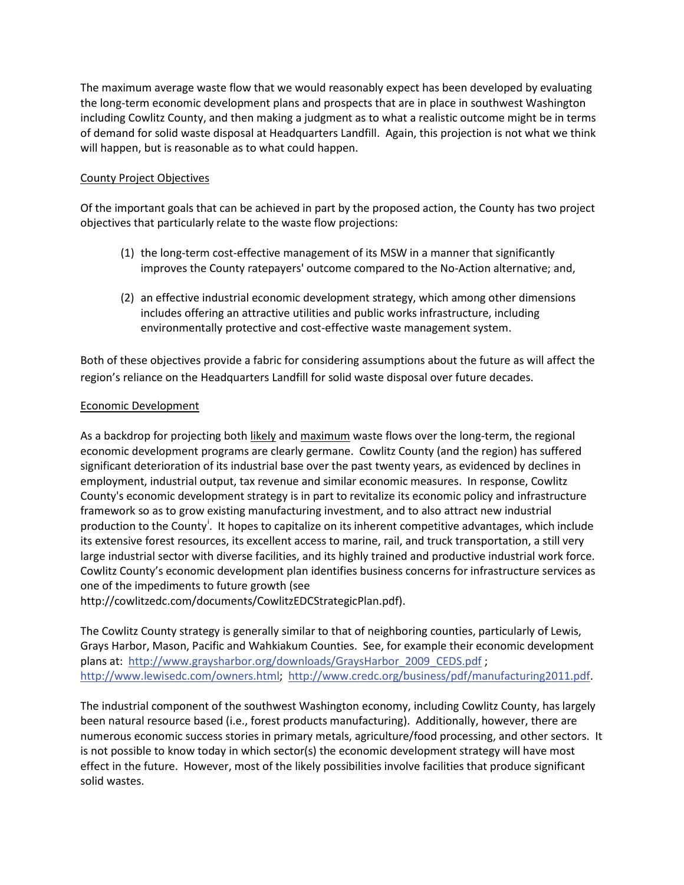The maximum average waste flow that we would reasonably expect has been developed by evaluating the long-term economic development plans and prospects that are in place in southwest Washington including Cowlitz County, and then making a judgment as to what a realistic outcome might be in terms of demand for solid waste disposal at Headquarters Landfill. Again, this projection is not what we think will happen, but is reasonable as to what could happen.

<u>County Project Objectives</u>

Of the important goals that can be achieved in part by the proposed action, the County has two project objectives that particularly relate to the waste flow projections:

(1) the long-term cost-effective management of its MSW in a manner that significantly improves the County ratepayers' outcome compared to the No-Action alternative; and,

(2) an effective industrial economic development strategy, which among other dimensions includes offering an attractive utilities and public works infrastructure, including environmentally protective and cost-effective waste management system.

Both of these objectives provide a fabric for considering assumptions about the future as will affect the region's reliance on the Headquarters Landfill for solid waste disposal over future decades.

<u>Economic Development</u>

As a backdrop for projecting both <u>likely</u> and <u>maximum</u> waste flows over the long-term, the regional economic development programs are clearly germane. Cowlitz County (and the region) has suffered significant deterioration of its industrial base over the past twenty years, as evidenced by declines in employment, industrial output, tax revenue and similar economic measures. In response, Cowlitz County's economic development strategy is in part to revitalize its economic policy and infrastructure framework so as to grow existing manufacturing investment, and to also attract new industrial production to the County[i]. It hopes to capitalize on its inherent competitive advantages, which include its extensive forest resources, its excellent access to marine, rail, and truck transportation, a still very large industrial sector with diverse facilities, and its highly trained and productive industrial work force. Cowlitz County's economic development plan identifies business concerns for infrastructure services as one of the impediments to future growth (see http://cowlitzedc.com/documents/CowlitzEDCStrategicPlan.pdf).

The Cowlitz County strategy is generally similar to that of neighboring counties, particularly of Lewis, Grays Harbor, Mason, Pacific and Wahkiakum Counties. See, for example their economic development plans at: http://www.graysharbor.org/downloads/GraysHarbor_2009_CEDS.pdf ; http://www.lewisedc.com/owners.html; http://www.credc.org/business/pdf/manufacturing2011.pdf.

The industrial component of the southwest Washington economy, including Cowlitz County, has largely been natural resource based (i.e., forest products manufacturing). Additionally, however, there are numerous economic success stories in primary metals, agriculture/food processing, and other sectors. It is not possible to know today in which sector(s) the economic development strategy will have most effect in the future. However, most of the likely possibilities involve facilities that produce significant solid wastes.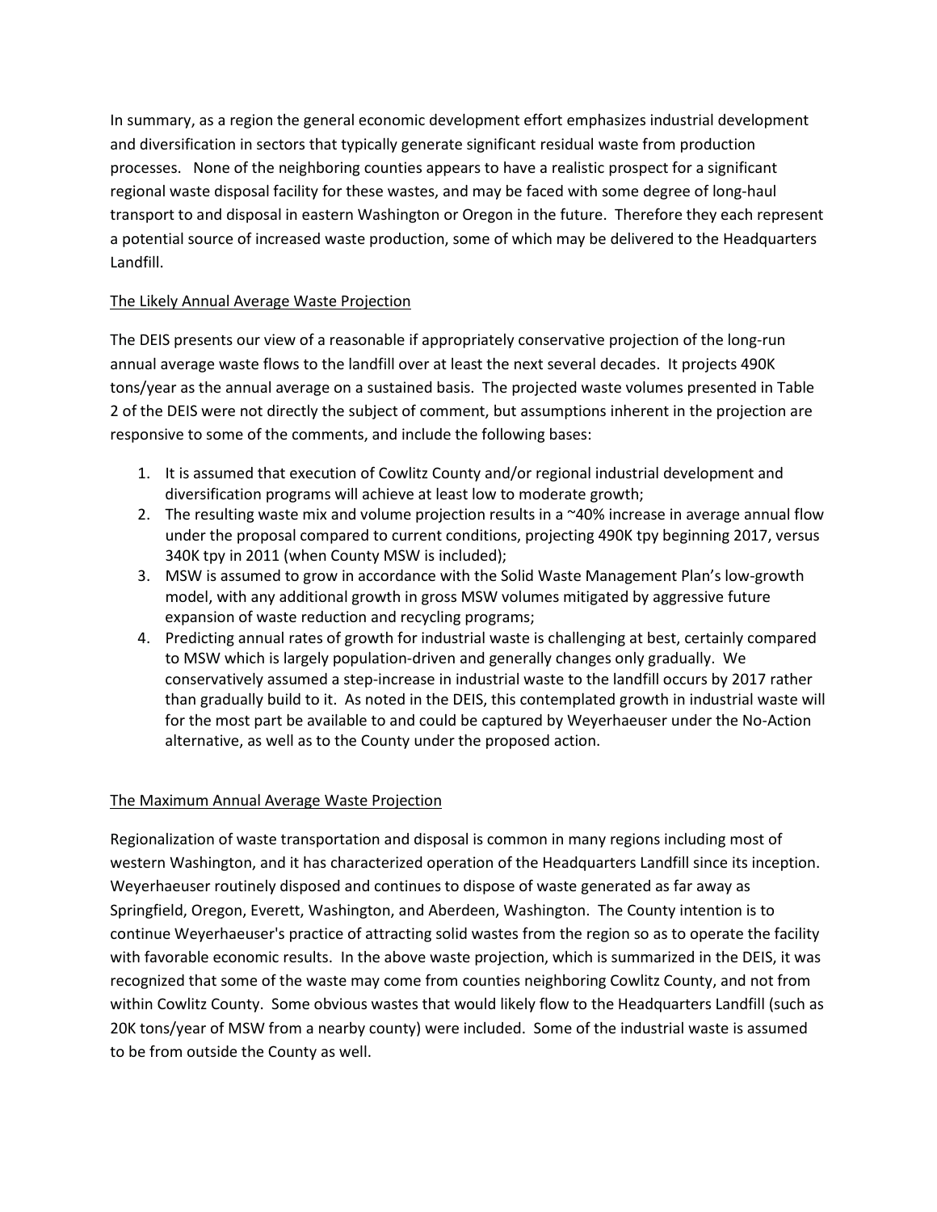In summary, as a region the general economic development effort emphasizes industrial development and diversification in sectors that typically generate significant residual waste from production processes. None of the neighboring counties appears to have a realistic prospect for a significant regional waste disposal facility for these wastes, and may be faced with some degree of long-haul transport to and disposal in eastern Washington or Oregon in the future. Therefore they each represent a potential source of increased waste production, some of which may be delivered to the Headquarters Landfill.

<u>The Likely Annual Average Waste Projection</u>

The DEIS presents our view of a reasonable if appropriately conservative projection of the long-run annual average waste flows to the landfill over at least the next several decades. It projects 490K tons/year as the annual average on a sustained basis. The projected waste volumes presented in Table 2 of the DEIS were not directly the subject of comment, but assumptions inherent in the projection are responsive to some of the comments, and include the following bases:

1. It is assumed that execution of Cowlitz County and/or regional industrial development and diversification programs will achieve at least low to moderate growth;
2. The resulting waste mix and volume projection results in a ~40% increase in average annual flow under the proposal compared to current conditions, projecting 490K tpy beginning 2017, versus 340K tpy in 2011 (when County MSW is included);
3. MSW is assumed to grow in accordance with the Solid Waste Management Plan's low-growth model, with any additional growth in gross MSW volumes mitigated by aggressive future expansion of waste reduction and recycling programs;
4. Predicting annual rates of growth for industrial waste is challenging at best, certainly compared to MSW which is largely population-driven and generally changes only gradually. We conservatively assumed a step-increase in industrial waste to the landfill occurs by 2017 rather than gradually build to it. As noted in the DEIS, this contemplated growth in industrial waste will for the most part be available to and could be captured by Weyerhaeuser under the No-Action alternative, as well as to the County under the proposed action.

<u>The Maximum Annual Average Waste Projection</u>

Regionalization of waste transportation and disposal is common in many regions including most of western Washington, and it has characterized operation of the Headquarters Landfill since its inception. Weyerhaeuser routinely disposed and continues to dispose of waste generated as far away as Springfield, Oregon, Everett, Washington, and Aberdeen, Washington. The County intention is to continue Weyerhaeuser's practice of attracting solid wastes from the region so as to operate the facility with favorable economic results. In the above waste projection, which is summarized in the DEIS, it was recognized that some of the waste may come from counties neighboring Cowlitz County, and not from within Cowlitz County. Some obvious wastes that would likely flow to the Headquarters Landfill (such as 20K tons/year of MSW from a nearby county) were included. Some of the industrial waste is assumed to be from outside the County as well.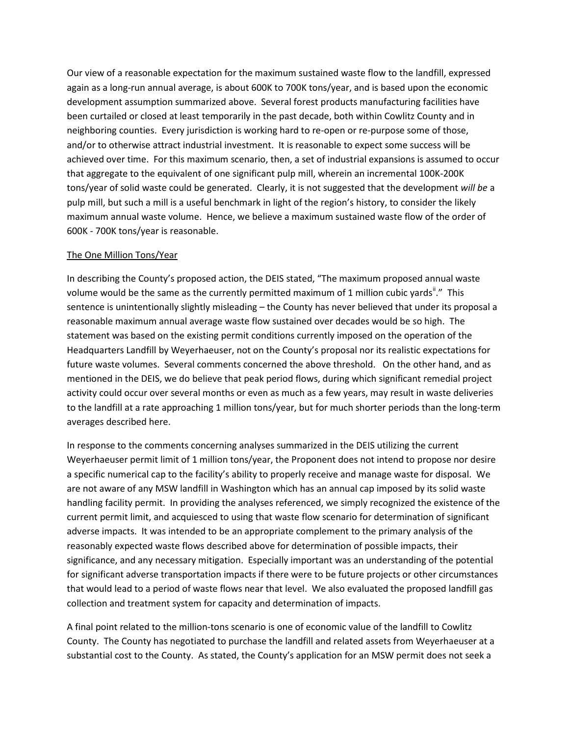Our view of a reasonable expectation for the maximum sustained waste flow to the landfill, expressed again as a long-run annual average, is about 600K to 700K tons/year, and is based upon the economic development assumption summarized above. Several forest products manufacturing facilities have been curtailed or closed at least temporarily in the past decade, both within Cowlitz County and in neighboring counties. Every jurisdiction is working hard to re-open or re-purpose some of those, and/or to otherwise attract industrial investment. It is reasonable to expect some success will be achieved over time. For this maximum scenario, then, a set of industrial expansions is assumed to occur that aggregate to the equivalent of one significant pulp mill, wherein an incremental 100K-200K tons/year of solid waste could be generated. Clearly, it is not suggested that the development *will be* a pulp mill, but such a mill is a useful benchmark in light of the region's history, to consider the likely maximum annual waste volume. Hence, we believe a maximum sustained waste flow of the order of 600K - 700K tons/year is reasonable.

The One Million Tons/Year

In describing the County's proposed action, the DEIS stated, "The maximum proposed annual waste volume would be the same as the currently permitted maximum of 1 million cubic yards[ii]." This sentence is unintentionally slightly misleading – the County has never believed that under its proposal a reasonable maximum annual average waste flow sustained over decades would be so high. The statement was based on the existing permit conditions currently imposed on the operation of the Headquarters Landfill by Weyerhaeuser, not on the County's proposal nor its realistic expectations for future waste volumes. Several comments concerned the above threshold. On the other hand, and as mentioned in the DEIS, we do believe that peak period flows, during which significant remedial project activity could occur over several months or even as much as a few years, may result in waste deliveries to the landfill at a rate approaching 1 million tons/year, but for much shorter periods than the long-term averages described here.

In response to the comments concerning analyses summarized in the DEIS utilizing the current Weyerhaeuser permit limit of 1 million tons/year, the Proponent does not intend to propose nor desire a specific numerical cap to the facility's ability to properly receive and manage waste for disposal. We are not aware of any MSW landfill in Washington which has an annual cap imposed by its solid waste handling facility permit. In providing the analyses referenced, we simply recognized the existence of the current permit limit, and acquiesced to using that waste flow scenario for determination of significant adverse impacts. It was intended to be an appropriate complement to the primary analysis of the reasonably expected waste flows described above for determination of possible impacts, their significance, and any necessary mitigation. Especially important was an understanding of the potential for significant adverse transportation impacts if there were to be future projects or other circumstances that would lead to a period of waste flows near that level. We also evaluated the proposed landfill gas collection and treatment system for capacity and determination of impacts.

A final point related to the million-tons scenario is one of economic value of the landfill to Cowlitz County. The County has negotiated to purchase the landfill and related assets from Weyerhaeuser at a substantial cost to the County. As stated, the County's application for an MSW permit does not seek a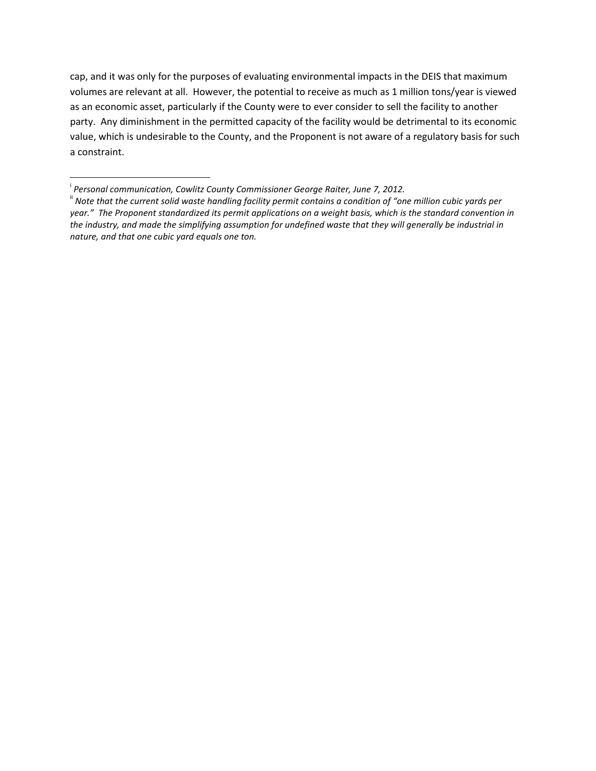cap, and it was only for the purposes of evaluating environmental impacts in the DEIS that maximum volumes are relevant at all. However, the potential to receive as much as 1 million tons/year is viewed as an economic asset, particularly if the County were to ever consider to sell the facility to another party. Any diminishment in the permitted capacity of the facility would be detrimental to its economic value, which is undesirable to the County, and the Proponent is not aware of a regulatory basis for such a constraint.

---

[i] *Personal communication, Cowlitz County Commissioner George Raiter, June 7, 2012.*

[ii] *Note that the current solid waste handling facility permit contains a condition of "one million cubic yards per year." The Proponent standardized its permit applications on a weight basis, which is the standard convention in the industry, and made the simplifying assumption for undefined waste that they will generally be industrial in nature, and that one cubic yard equals one ton.*